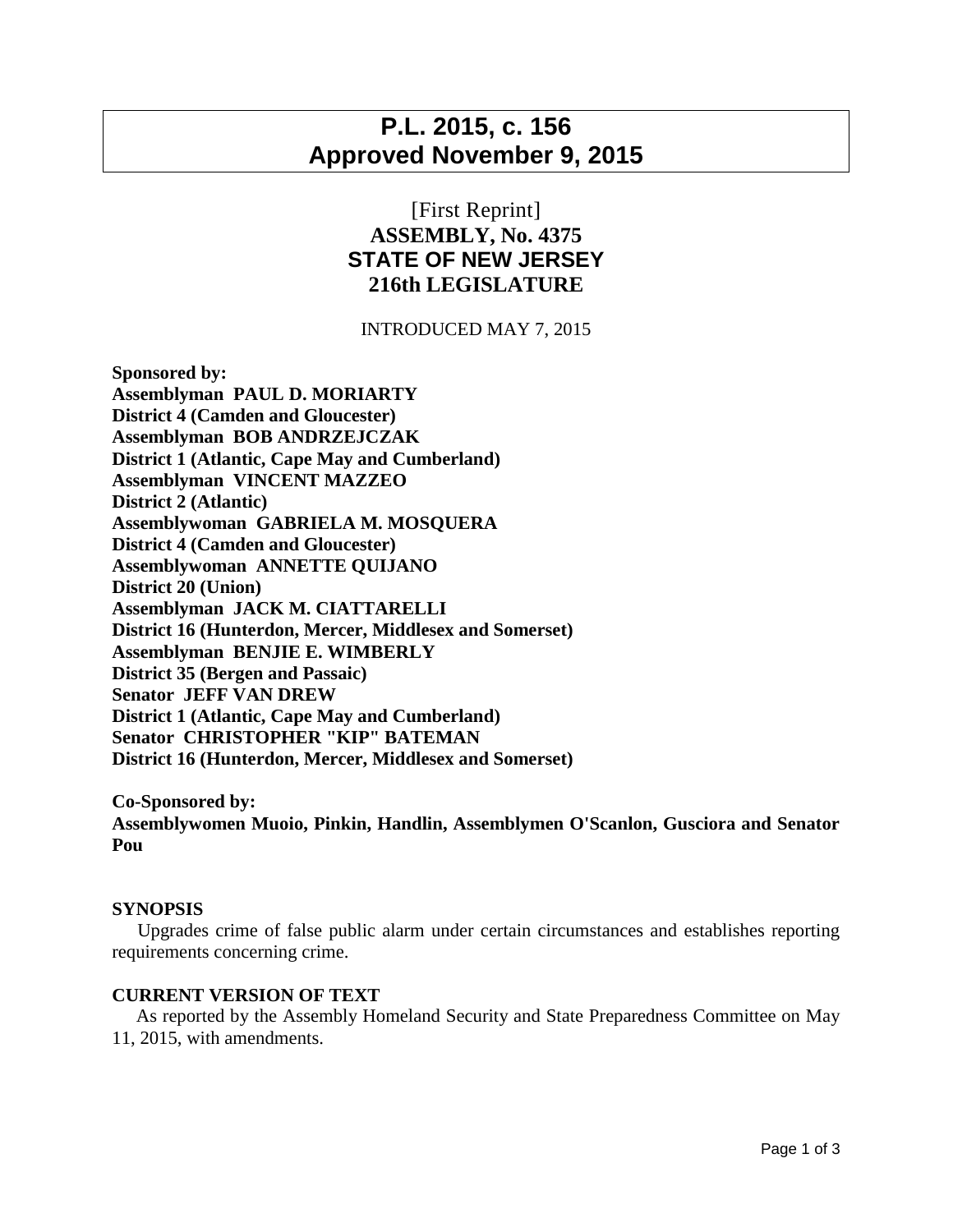# P.L. 2015, c. 156
# Approved November 9, 2015

[First Reprint]

## ASSEMBLY, No. 4375
## STATE OF NEW JERSEY
## 216th LEGISLATURE

INTRODUCED MAY 7, 2015

**Sponsored by:**
**Assemblyman PAUL D. MORIARTY**
**District 4 (Camden and Gloucester)**
**Assemblyman BOB ANDRZEJCZAK**
**District 1 (Atlantic, Cape May and Cumberland)**
**Assemblyman VINCENT MAZZEO**
**District 2 (Atlantic)**
**Assemblywoman GABRIELA M. MOSQUERA**
**District 4 (Camden and Gloucester)**
**Assemblywoman ANNETTE QUIJANO**
**District 20 (Union)**
**Assemblyman JACK M. CIATTARELLI**
**District 16 (Hunterdon, Mercer, Middlesex and Somerset)**
**Assemblyman BENJIE E. WIMBERLY**
**District 35 (Bergen and Passaic)**
**Senator JEFF VAN DREW**
**District 1 (Atlantic, Cape May and Cumberland)**
**Senator CHRISTOPHER "KIP" BATEMAN**
**District 16 (Hunterdon, Mercer, Middlesex and Somerset)**

**Co-Sponsored by:**
**Assemblywomen Muoio, Pinkin, Handlin, Assemblymen O'Scanlon, Gusciora and Senator Pou**

**SYNOPSIS**

Upgrades crime of false public alarm under certain circumstances and establishes reporting requirements concerning crime.

**CURRENT VERSION OF TEXT**

As reported by the Assembly Homeland Security and State Preparedness Committee on May 11, 2015, with amendments.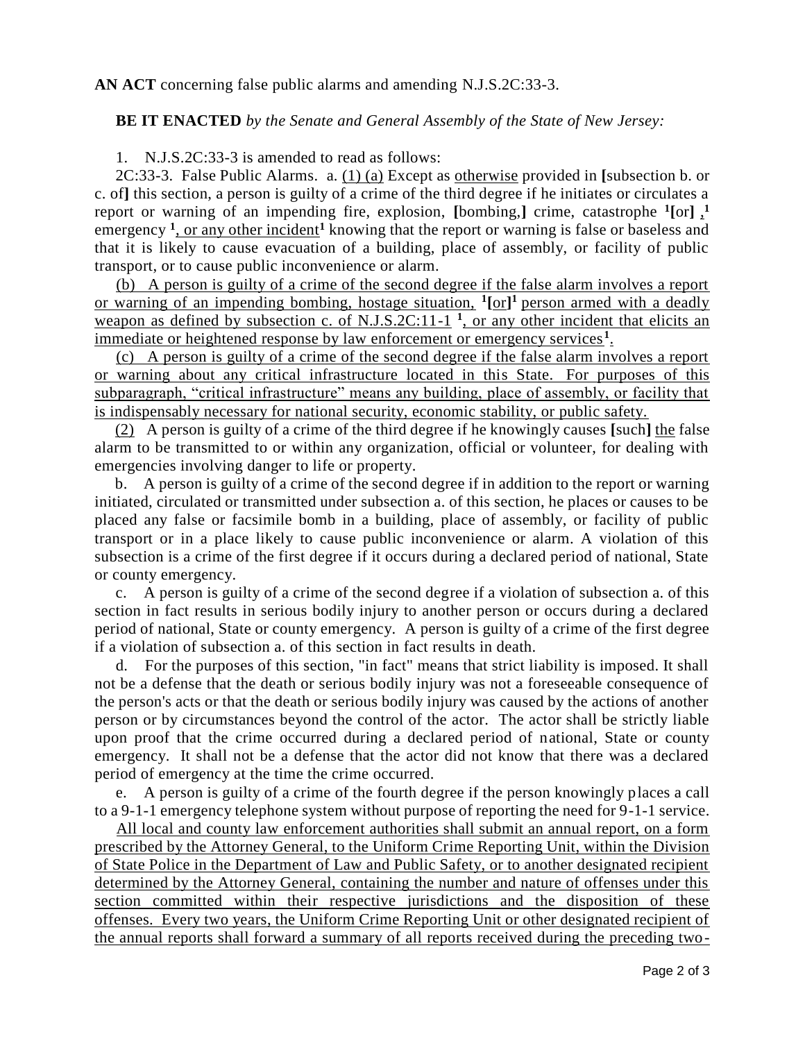**AN ACT** concerning false public alarms and amending N.J.S.2C:33-3.

**BE IT ENACTED** *by the Senate and General Assembly of the State of New Jersey:*

1. N.J.S.2C:33-3 is amended to read as follows:

2C:33-3. False Public Alarms. a. (1) (a) Except as otherwise provided in **[**subsection b. or c. of**]** this section, a person is guilty of a crime of the third degree if he initiates or circulates a report or warning of an impending fire, explosion, **[**bombing,**]** crime, catastrophe [1]**[**or**]** ,[1] emergency [1], or any other incident[1] knowing that the report or warning is false or baseless and that it is likely to cause evacuation of a building, place of assembly, or facility of public transport, or to cause public inconvenience or alarm.

(b) A person is guilty of a crime of the second degree if the false alarm involves a report or warning of an impending bombing, hostage situation, [1]**[**or**]**[1] person armed with a deadly weapon as defined by subsection c. of N.J.S.2C:11-1 [1], or any other incident that elicits an immediate or heightened response by law enforcement or emergency services[1].

(c) A person is guilty of a crime of the second degree if the false alarm involves a report or warning about any critical infrastructure located in this State. For purposes of this subparagraph, "critical infrastructure" means any building, place of assembly, or facility that is indispensably necessary for national security, economic stability, or public safety.

(2) A person is guilty of a crime of the third degree if he knowingly causes **[**such**]** the false alarm to be transmitted to or within any organization, official or volunteer, for dealing with emergencies involving danger to life or property.

b. A person is guilty of a crime of the second degree if in addition to the report or warning initiated, circulated or transmitted under subsection a. of this section, he places or causes to be placed any false or facsimile bomb in a building, place of assembly, or facility of public transport or in a place likely to cause public inconvenience or alarm. A violation of this subsection is a crime of the first degree if it occurs during a declared period of national, State or county emergency.

c. A person is guilty of a crime of the second degree if a violation of subsection a. of this section in fact results in serious bodily injury to another person or occurs during a declared period of national, State or county emergency. A person is guilty of a crime of the first degree if a violation of subsection a. of this section in fact results in death.

d. For the purposes of this section, "in fact" means that strict liability is imposed. It shall not be a defense that the death or serious bodily injury was not a foreseeable consequence of the person's acts or that the death or serious bodily injury was caused by the actions of another person or by circumstances beyond the control of the actor. The actor shall be strictly liable upon proof that the crime occurred during a declared period of national, State or county emergency. It shall not be a defense that the actor did not know that there was a declared period of emergency at the time the crime occurred.

e. A person is guilty of a crime of the fourth degree if the person knowingly places a call to a 9-1-1 emergency telephone system without purpose of reporting the need for 9-1-1 service.

All local and county law enforcement authorities shall submit an annual report, on a form prescribed by the Attorney General, to the Uniform Crime Reporting Unit, within the Division of State Police in the Department of Law and Public Safety, or to another designated recipient determined by the Attorney General, containing the number and nature of offenses under this section committed within their respective jurisdictions and the disposition of these offenses. Every two years, the Uniform Crime Reporting Unit or other designated recipient of the annual reports shall forward a summary of all reports received during the preceding two-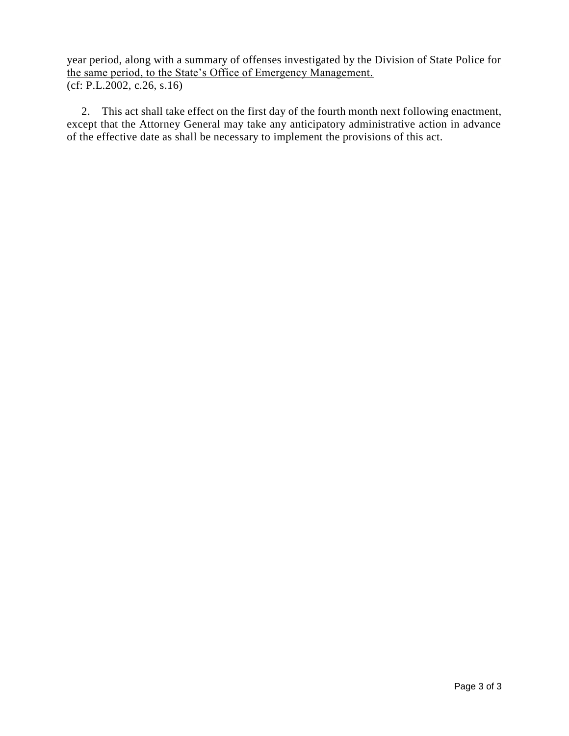<u>year period, along with a summary of offenses investigated by the Division of State Police for the same period, to the State's Office of Emergency Management.</u>
(cf: P.L.2002, c.26, s.16)

2. This act shall take effect on the first day of the fourth month next following enactment, except that the Attorney General may take any anticipatory administrative action in advance of the effective date as shall be necessary to implement the provisions of this act.